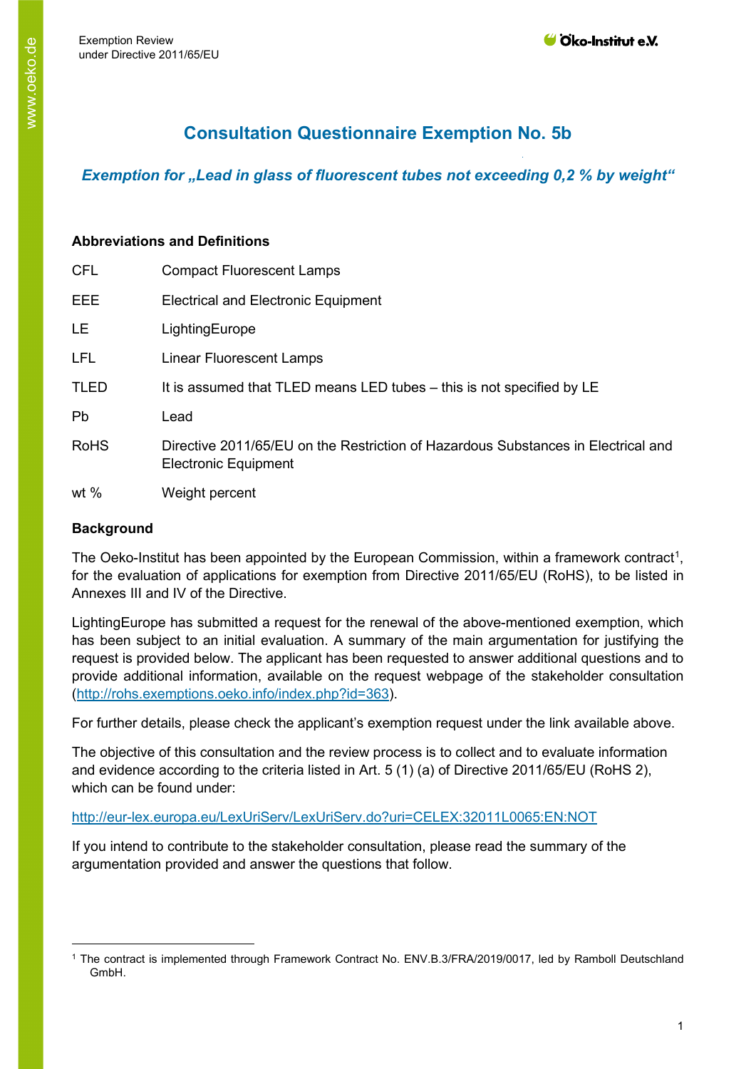# Consultation Questionnaire Exemption No. 5b

*Exemption for „Lead in glass of fluorescent tubes not exceeding 0,2 % by weight"*

## Abbreviations and Definitions

| | |
|---|---|
| CFL | Compact Fluorescent Lamps |
| EEE | Electrical and Electronic Equipment |
| LE | LightingEurope |
| LFL | Linear Fluorescent Lamps |
| TLED | It is assumed that TLED means LED tubes – this is not specified by LE |
| Pb | Lead |
| RoHS | Directive 2011/65/EU on the Restriction of Hazardous Substances in Electrical and Electronic Equipment |
| wt % | Weight percent |

## Background

The Oeko-Institut has been appointed by the European Commission, within a framework contract[1], for the evaluation of applications for exemption from Directive 2011/65/EU (RoHS), to be listed in Annexes III and IV of the Directive.

LightingEurope has submitted a request for the renewal of the above-mentioned exemption, which has been subject to an initial evaluation. A summary of the main argumentation for justifying the request is provided below. The applicant has been requested to answer additional questions and to provide additional information, available on the request webpage of the stakeholder consultation (http://rohs.exemptions.oeko.info/index.php?id=363).

For further details, please check the applicant's exemption request under the link available above.

The objective of this consultation and the review process is to collect and to evaluate information and evidence according to the criteria listed in Art. 5 (1) (a) of Directive 2011/65/EU (RoHS 2), which can be found under:

http://eur-lex.europa.eu/LexUriServ/LexUriServ.do?uri=CELEX:32011L0065:EN:NOT

If you intend to contribute to the stakeholder consultation, please read the summary of the argumentation provided and answer the questions that follow.

[1] The contract is implemented through Framework Contract No. ENV.B.3/FRA/2019/0017, led by Ramboll Deutschland GmbH.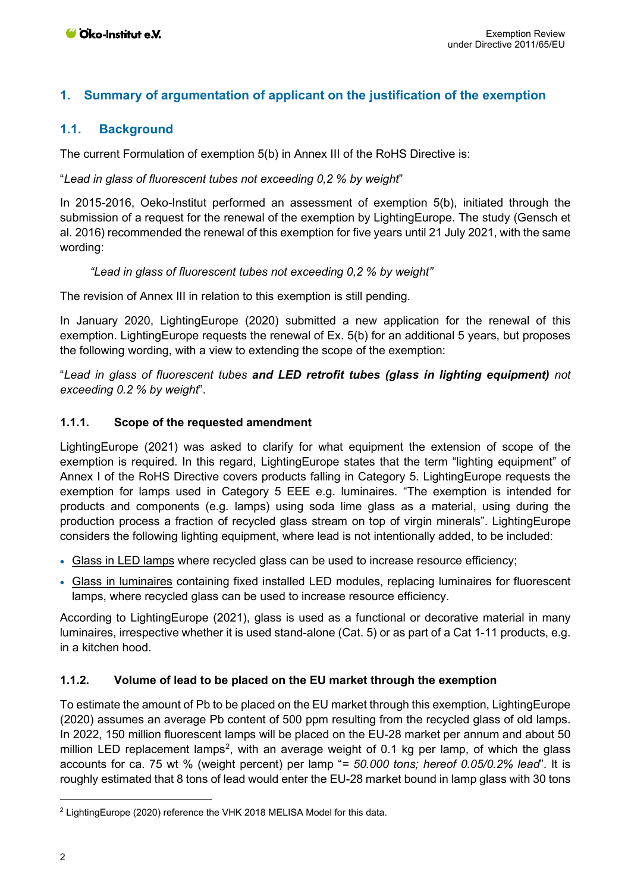## 1. Summary of argumentation of applicant on the justification of the exemption

### 1.1. Background

The current Formulation of exemption 5(b) in Annex III of the RoHS Directive is:

"*Lead in glass of fluorescent tubes not exceeding 0,2 % by weight*"

In 2015-2016, Oeko-Institut performed an assessment of exemption 5(b), initiated through the submission of a request for the renewal of the exemption by LightingEurope. The study (Gensch et al. 2016) recommended the renewal of this exemption for five years until 21 July 2021, with the same wording:

> *"Lead in glass of fluorescent tubes not exceeding 0,2 % by weight"*

The revision of Annex III in relation to this exemption is still pending.

In January 2020, LightingEurope (2020) submitted a new application for the renewal of this exemption. LightingEurope requests the renewal of Ex. 5(b) for an additional 5 years, but proposes the following wording, with a view to extending the scope of the exemption:

"*Lead in glass of fluorescent tubes* ***and LED retrofit tubes (glass in lighting equipment)*** *not exceeding 0.2 % by weight*".

#### 1.1.1. Scope of the requested amendment

LightingEurope (2021) was asked to clarify for what equipment the extension of scope of the exemption is required. In this regard, LightingEurope states that the term "lighting equipment" of Annex I of the RoHS Directive covers products falling in Category 5. LightingEurope requests the exemption for lamps used in Category 5 EEE e.g. luminaires. "The exemption is intended for products and components (e.g. lamps) using soda lime glass as a material, using during the production process a fraction of recycled glass stream on top of virgin minerals". LightingEurope considers the following lighting equipment, where lead is not intentionally added, to be included:

- Glass in LED lamps where recycled glass can be used to increase resource efficiency;
- Glass in luminaires containing fixed installed LED modules, replacing luminaires for fluorescent lamps, where recycled glass can be used to increase resource efficiency.

According to LightingEurope (2021), glass is used as a functional or decorative material in many luminaires, irrespective whether it is used stand-alone (Cat. 5) or as part of a Cat 1-11 products, e.g. in a kitchen hood.

#### 1.1.2. Volume of lead to be placed on the EU market through the exemption

To estimate the amount of Pb to be placed on the EU market through this exemption, LightingEurope (2020) assumes an average Pb content of 500 ppm resulting from the recycled glass of old lamps. In 2022, 150 million fluorescent lamps will be placed on the EU-28 market per annum and about 50 million LED replacement lamps[2], with an average weight of 0.1 kg per lamp, of which the glass accounts for ca. 75 wt % (weight percent) per lamp "*= 50.000 tons; hereof 0.05/0.2% lead*". It is roughly estimated that 8 tons of lead would enter the EU-28 market bound in lamp glass with 30 tons

---

[2] LightingEurope (2020) reference the VHK 2018 MELISA Model for this data.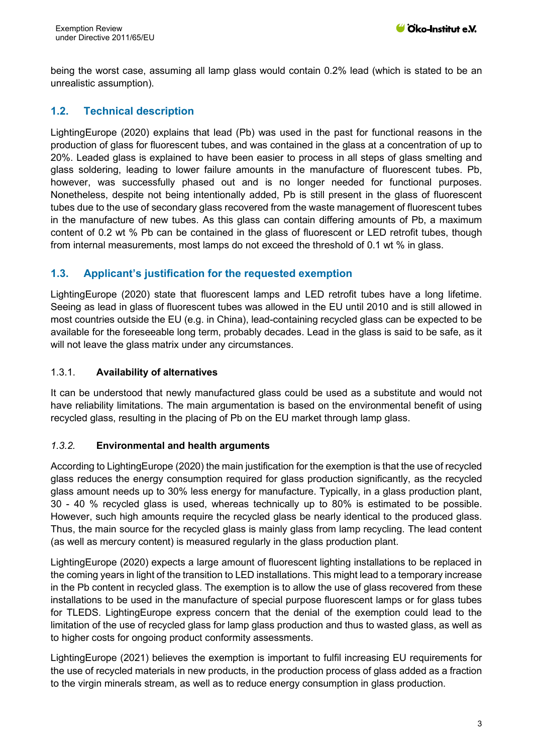being the worst case, assuming all lamp glass would contain 0.2% lead (which is stated to be an unrealistic assumption).

## 1.2. Technical description

LightingEurope (2020) explains that lead (Pb) was used in the past for functional reasons in the production of glass for fluorescent tubes, and was contained in the glass at a concentration of up to 20%. Leaded glass is explained to have been easier to process in all steps of glass smelting and glass soldering, leading to lower failure amounts in the manufacture of fluorescent tubes. Pb, however, was successfully phased out and is no longer needed for functional purposes. Nonetheless, despite not being intentionally added, Pb is still present in the glass of fluorescent tubes due to the use of secondary glass recovered from the waste management of fluorescent tubes in the manufacture of new tubes. As this glass can contain differing amounts of Pb, a maximum content of 0.2 wt % Pb can be contained in the glass of fluorescent or LED retrofit tubes, though from internal measurements, most lamps do not exceed the threshold of 0.1 wt % in glass.

## 1.3. Applicant's justification for the requested exemption

LightingEurope (2020) state that fluorescent lamps and LED retrofit tubes have a long lifetime. Seeing as lead in glass of fluorescent tubes was allowed in the EU until 2010 and is still allowed in most countries outside the EU (e.g. in China), lead-containing recycled glass can be expected to be available for the foreseeable long term, probably decades. Lead in the glass is said to be safe, as it will not leave the glass matrix under any circumstances.

### 1.3.1. Availability of alternatives

It can be understood that newly manufactured glass could be used as a substitute and would not have reliability limitations. The main argumentation is based on the environmental benefit of using recycled glass, resulting in the placing of Pb on the EU market through lamp glass.

### *1.3.2.* Environmental and health arguments

According to LightingEurope (2020) the main justification for the exemption is that the use of recycled glass reduces the energy consumption required for glass production significantly, as the recycled glass amount needs up to 30% less energy for manufacture. Typically, in a glass production plant, 30 - 40 % recycled glass is used, whereas technically up to 80% is estimated to be possible. However, such high amounts require the recycled glass be nearly identical to the produced glass. Thus, the main source for the recycled glass is mainly glass from lamp recycling. The lead content (as well as mercury content) is measured regularly in the glass production plant.

LightingEurope (2020) expects a large amount of fluorescent lighting installations to be replaced in the coming years in light of the transition to LED installations. This might lead to a temporary increase in the Pb content in recycled glass. The exemption is to allow the use of glass recovered from these installations to be used in the manufacture of special purpose fluorescent lamps or for glass tubes for TLEDS. LightingEurope express concern that the denial of the exemption could lead to the limitation of the use of recycled glass for lamp glass production and thus to wasted glass, as well as to higher costs for ongoing product conformity assessments.

LightingEurope (2021) believes the exemption is important to fulfil increasing EU requirements for the use of recycled materials in new products, in the production process of glass added as a fraction to the virgin minerals stream, as well as to reduce energy consumption in glass production.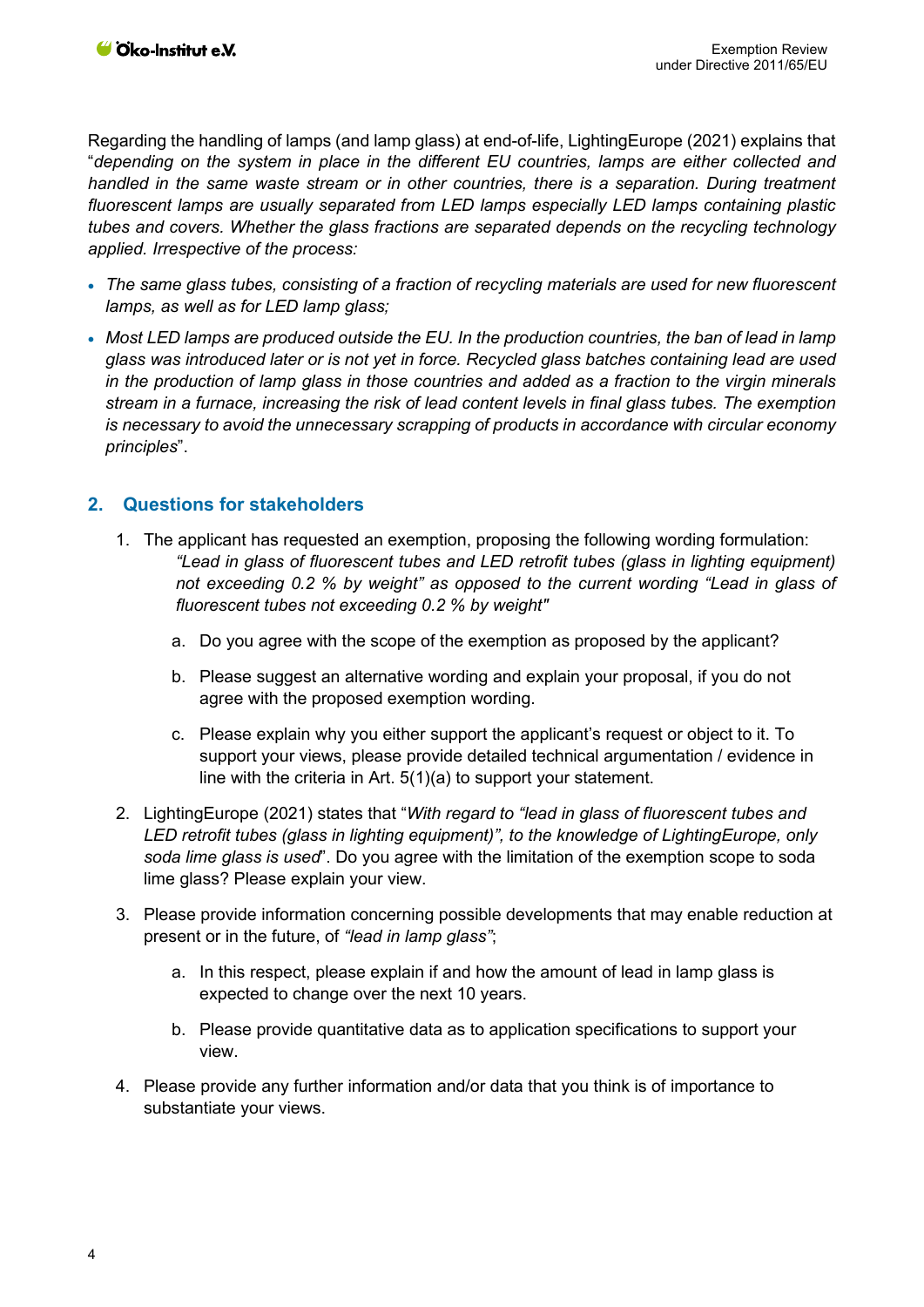Regarding the handling of lamps (and lamp glass) at end-of-life, LightingEurope (2021) explains that "*depending on the system in place in the different EU countries, lamps are either collected and handled in the same waste stream or in other countries, there is a separation. During treatment fluorescent lamps are usually separated from LED lamps especially LED lamps containing plastic tubes and covers. Whether the glass fractions are separated depends on the recycling technology applied. Irrespective of the process:*

- *The same glass tubes, consisting of a fraction of recycling materials are used for new fluorescent lamps, as well as for LED lamp glass;*
- *Most LED lamps are produced outside the EU. In the production countries, the ban of lead in lamp glass was introduced later or is not yet in force. Recycled glass batches containing lead are used in the production of lamp glass in those countries and added as a fraction to the virgin minerals stream in a furnace, increasing the risk of lead content levels in final glass tubes. The exemption is necessary to avoid the unnecessary scrapping of products in accordance with circular economy principles*".

## 2. Questions for stakeholders

1. The applicant has requested an exemption, proposing the following wording formulation: *"Lead in glass of fluorescent tubes and LED retrofit tubes (glass in lighting equipment) not exceeding 0.2 % by weight" as opposed to the current wording "Lead in glass of fluorescent tubes not exceeding 0.2 % by weight"*
   a. Do you agree with the scope of the exemption as proposed by the applicant?
   b. Please suggest an alternative wording and explain your proposal, if you do not agree with the proposed exemption wording.
   c. Please explain why you either support the applicant's request or object to it. To support your views, please provide detailed technical argumentation / evidence in line with the criteria in Art. 5(1)(a) to support your statement.
2. LightingEurope (2021) states that "*With regard to "lead in glass of fluorescent tubes and LED retrofit tubes (glass in lighting equipment)", to the knowledge of LightingEurope, only soda lime glass is used*". Do you agree with the limitation of the exemption scope to soda lime glass? Please explain your view.
3. Please provide information concerning possible developments that may enable reduction at present or in the future, of *"lead in lamp glass"*;
   a. In this respect, please explain if and how the amount of lead in lamp glass is expected to change over the next 10 years.
   b. Please provide quantitative data as to application specifications to support your view.
4. Please provide any further information and/or data that you think is of importance to substantiate your views.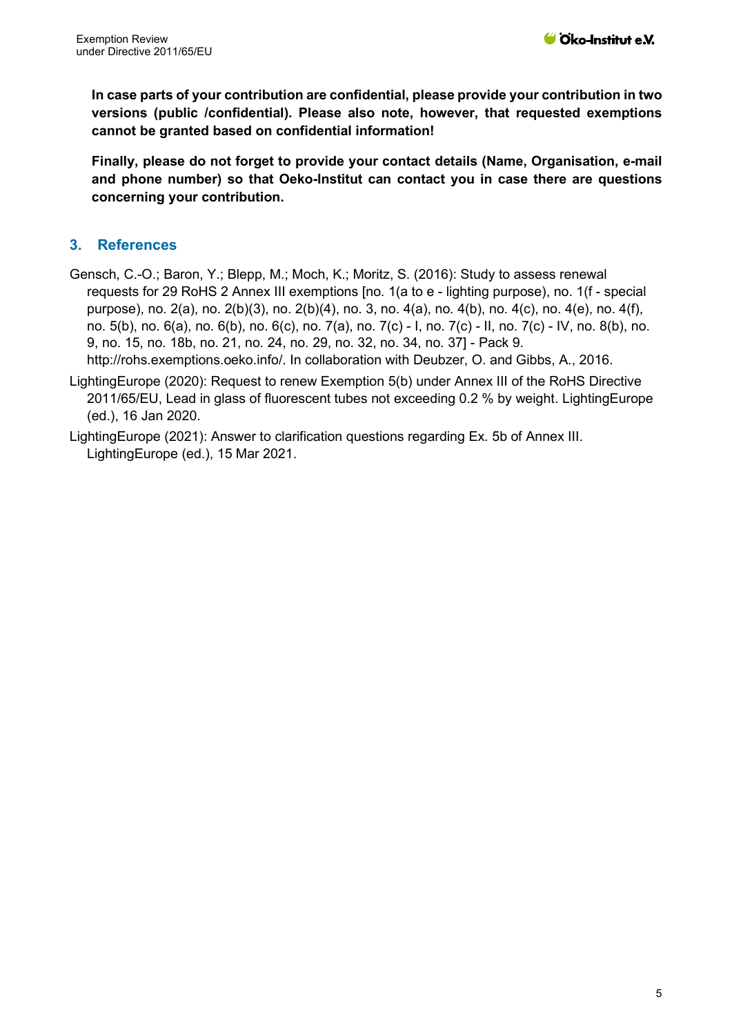**In case parts of your contribution are confidential, please provide your contribution in two versions (public /confidential). Please also note, however, that requested exemptions cannot be granted based on confidential information!**

**Finally, please do not forget to provide your contact details (Name, Organisation, e-mail and phone number) so that Oeko-Institut can contact you in case there are questions concerning your contribution.**

## 3. References

Gensch, C.-O.; Baron, Y.; Blepp, M.; Moch, K.; Moritz, S. (2016): Study to assess renewal requests for 29 RoHS 2 Annex III exemptions [no. 1(a to e - lighting purpose), no. 1(f - special purpose), no. 2(a), no. 2(b)(3), no. 2(b)(4), no. 3, no. 4(a), no. 4(b), no. 4(c), no. 4(e), no. 4(f), no. 5(b), no. 6(a), no. 6(b), no. 6(c), no. 7(a), no. 7(c) - I, no. 7(c) - II, no. 7(c) - IV, no. 8(b), no. 9, no. 15, no. 18b, no. 21, no. 24, no. 29, no. 32, no. 34, no. 37] - Pack 9. http://rohs.exemptions.oeko.info/. In collaboration with Deubzer, O. and Gibbs, A., 2016.

LightingEurope (2020): Request to renew Exemption 5(b) under Annex III of the RoHS Directive 2011/65/EU, Lead in glass of fluorescent tubes not exceeding 0.2 % by weight. LightingEurope (ed.), 16 Jan 2020.

LightingEurope (2021): Answer to clarification questions regarding Ex. 5b of Annex III. LightingEurope (ed.), 15 Mar 2021.